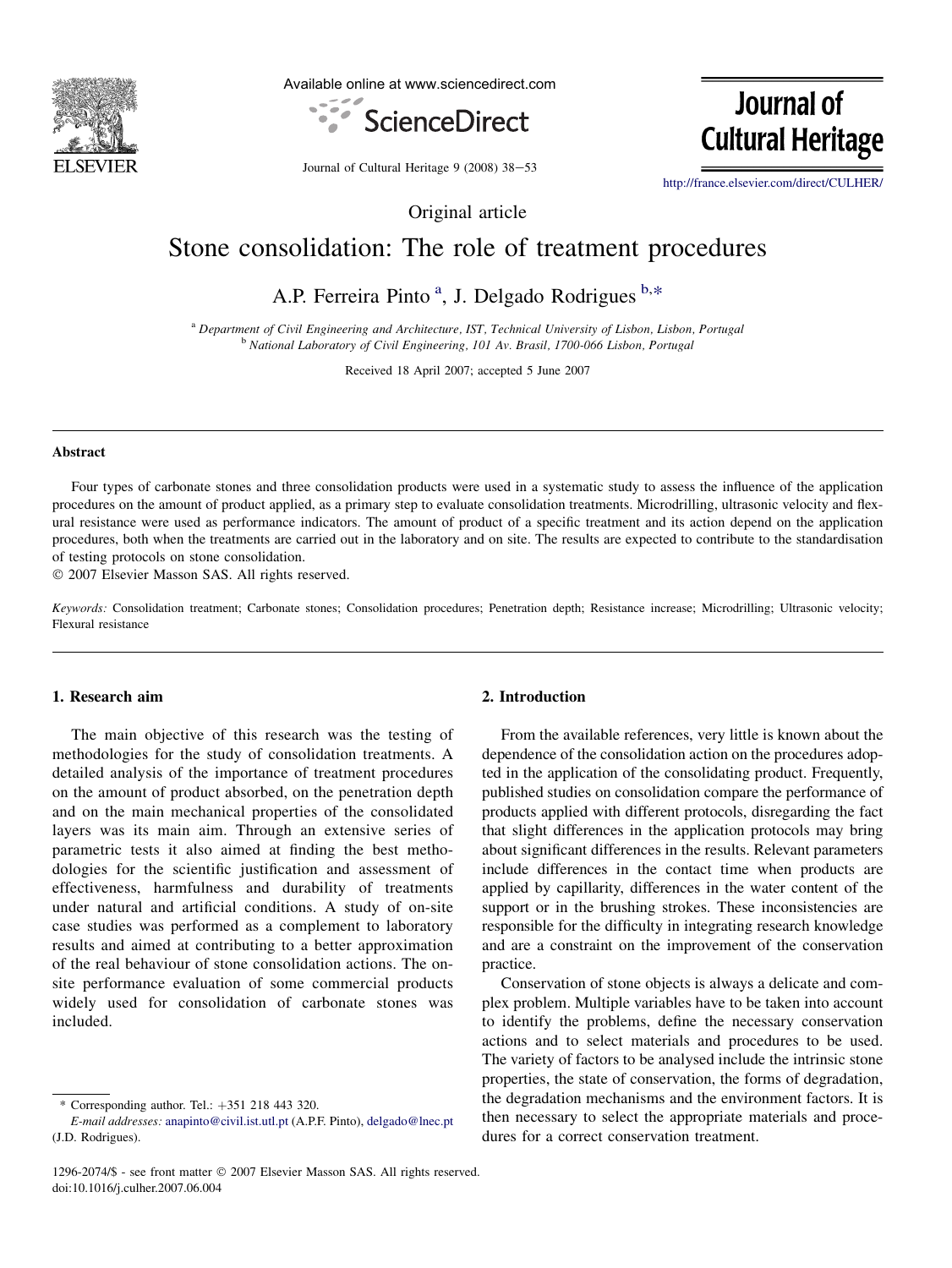Original article

# Stone consolidation: The role of treatment procedures

A.P. Ferreira Pinto [a], J. Delgado Rodrigues [b,*]

[a] Department of Civil Engineering and Architecture, IST, Technical University of Lisbon, Lisbon, Portugal
[b] National Laboratory of Civil Engineering, 101 Av. Brasil, 1700-066 Lisbon, Portugal

Received 18 April 2007; accepted 5 June 2007

## Abstract

Four types of carbonate stones and three consolidation products were used in a systematic study to assess the influence of the application procedures on the amount of product applied, as a primary step to evaluate consolidation treatments. Microdrilling, ultrasonic velocity and flexural resistance were used as performance indicators. The amount of product of a specific treatment and its action depend on the application procedures, both when the treatments are carried out in the laboratory and on site. The results are expected to contribute to the standardisation of testing protocols on stone consolidation.

© 2007 Elsevier Masson SAS. All rights reserved.

*Keywords:* Consolidation treatment; Carbonate stones; Consolidation procedures; Penetration depth; Resistance increase; Microdrilling; Ultrasonic velocity; Flexural resistance

## 1. Research aim

The main objective of this research was the testing of methodologies for the study of consolidation treatments. A detailed analysis of the importance of treatment procedures on the amount of product absorbed, on the penetration depth and on the main mechanical properties of the consolidated layers was its main aim. Through an extensive series of parametric tests it also aimed at finding the best methodologies for the scientific justification and assessment of effectiveness, harmfulness and durability of treatments under natural and artificial conditions. A study of on-site case studies was performed as a complement to laboratory results and aimed at contributing to a better approximation of the real behaviour of stone consolidation actions. The on-site performance evaluation of some commercial products widely used for consolidation of carbonate stones was included.

## 2. Introduction

From the available references, very little is known about the dependence of the consolidation action on the procedures adopted in the application of the consolidating product. Frequently, published studies on consolidation compare the performance of products applied with different protocols, disregarding the fact that slight differences in the application protocols may bring about significant differences in the results. Relevant parameters include differences in the contact time when products are applied by capillarity, differences in the water content of the support or in the brushing strokes. These inconsistencies are responsible for the difficulty in integrating research knowledge and are a constraint on the improvement of the conservation practice.

Conservation of stone objects is always a delicate and complex problem. Multiple variables have to be taken into account to identify the problems, define the necessary conservation actions and to select materials and procedures to be used. The variety of factors to be analysed include the intrinsic stone properties, the state of conservation, the forms of degradation, the degradation mechanisms and the environment factors. It is then necessary to select the appropriate materials and procedures for a correct conservation treatment.

\* Corresponding author. Tel.: +351 218 443 320.
*E-mail addresses:* anapinto@civil.ist.utl.pt (A.P.F. Pinto), delgado@lnec.pt (J.D. Rodrigues).

1296-2074/$ - see front matter © 2007 Elsevier Masson SAS. All rights reserved.
doi:10.1016/j.culher.2007.06.004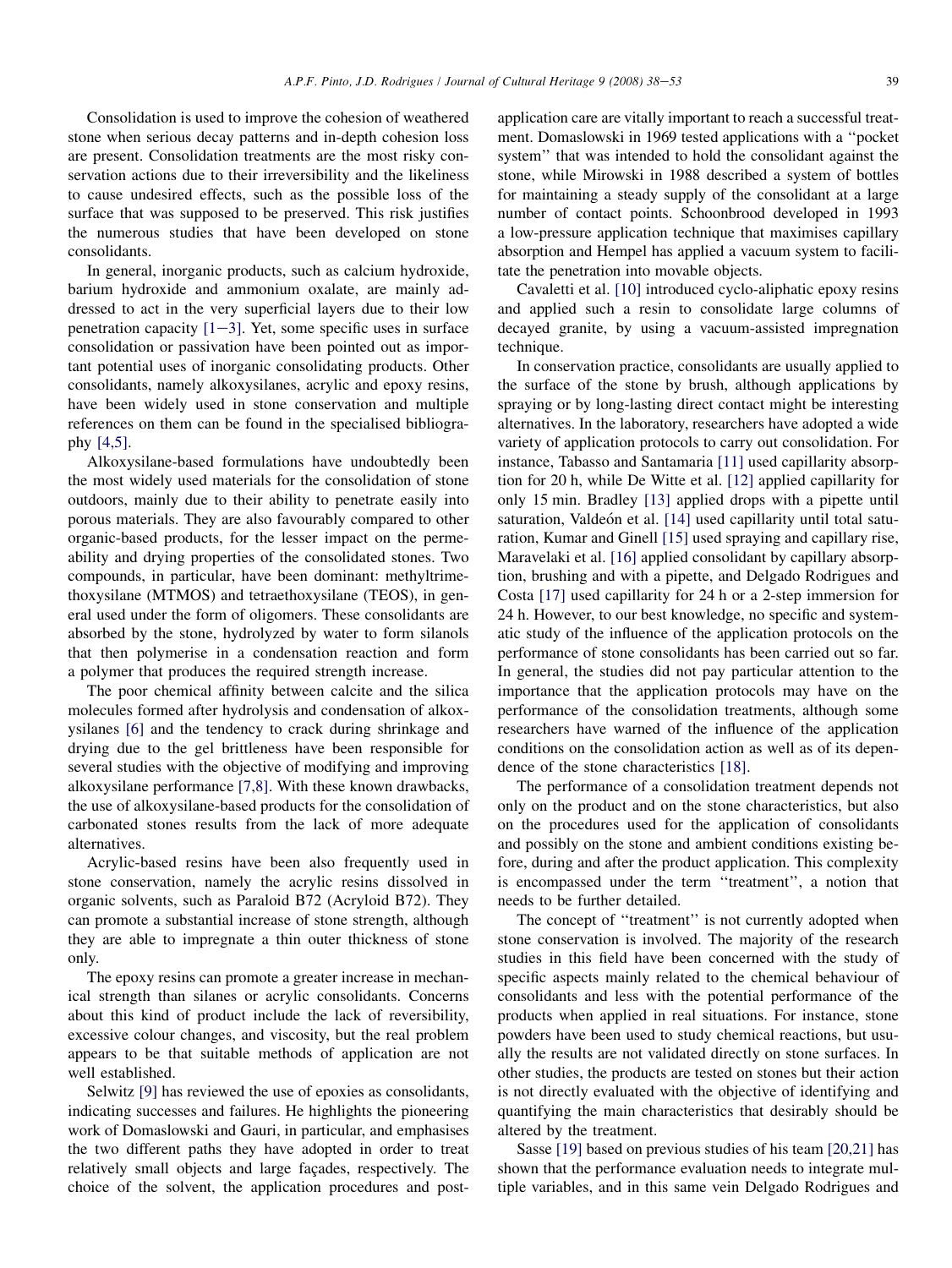Consolidation is used to improve the cohesion of weathered stone when serious decay patterns and in-depth cohesion loss are present. Consolidation treatments are the most risky conservation actions due to their irreversibility and the likeliness to cause undesired effects, such as the possible loss of the surface that was supposed to be preserved. This risk justifies the numerous studies that have been developed on stone consolidants.

In general, inorganic products, such as calcium hydroxide, barium hydroxide and ammonium oxalate, are mainly addressed to act in the very superficial layers due to their low penetration capacity [1–3]. Yet, some specific uses in surface consolidation or passivation have been pointed out as important potential uses of inorganic consolidating products. Other consolidants, namely alkoxysilanes, acrylic and epoxy resins, have been widely used in stone conservation and multiple references on them can be found in the specialised bibliography [4,5].

Alkoxysilane-based formulations have undoubtedly been the most widely used materials for the consolidation of stone outdoors, mainly due to their ability to penetrate easily into porous materials. They are also favourably compared to other organic-based products, for the lesser impact on the permeability and drying properties of the consolidated stones. Two compounds, in particular, have been dominant: methyltrimethoxysilane (MTMOS) and tetraethoxysilane (TEOS), in general used under the form of oligomers. These consolidants are absorbed by the stone, hydrolyzed by water to form silanols that then polymerise in a condensation reaction and form a polymer that produces the required strength increase.

The poor chemical affinity between calcite and the silica molecules formed after hydrolysis and condensation of alkoxysilanes [6] and the tendency to crack during shrinkage and drying due to the gel brittleness have been responsible for several studies with the objective of modifying and improving alkoxysilane performance [7,8]. With these known drawbacks, the use of alkoxysilane-based products for the consolidation of carbonated stones results from the lack of more adequate alternatives.

Acrylic-based resins have been also frequently used in stone conservation, namely the acrylic resins dissolved in organic solvents, such as Paraloid B72 (Acryloid B72). They can promote a substantial increase of stone strength, although they are able to impregnate a thin outer thickness of stone only.

The epoxy resins can promote a greater increase in mechanical strength than silanes or acrylic consolidants. Concerns about this kind of product include the lack of reversibility, excessive colour changes, and viscosity, but the real problem appears to be that suitable methods of application are not well established.

Selwitz [9] has reviewed the use of epoxies as consolidants, indicating successes and failures. He highlights the pioneering work of Domaslowski and Gauri, in particular, and emphasises the two different paths they have adopted in order to treat relatively small objects and large façades, respectively. The choice of the solvent, the application procedures and post-application care are vitally important to reach a successful treatment. Domaslowski in 1969 tested applications with a "pocket system" that was intended to hold the consolidant against the stone, while Mirowski in 1988 described a system of bottles for maintaining a steady supply of the consolidant at a large number of contact points. Schoonbrood developed in 1993 a low-pressure application technique that maximises capillary absorption and Hempel has applied a vacuum system to facilitate the penetration into movable objects.

Cavaletti et al. [10] introduced cyclo-aliphatic epoxy resins and applied such a resin to consolidate large columns of decayed granite, by using a vacuum-assisted impregnation technique.

In conservation practice, consolidants are usually applied to the surface of the stone by brush, although applications by spraying or by long-lasting direct contact might be interesting alternatives. In the laboratory, researchers have adopted a wide variety of application protocols to carry out consolidation. For instance, Tabasso and Santamaria [11] used capillarity absorption for 20 h, while De Witte et al. [12] applied capillarity for only 15 min. Bradley [13] applied drops with a pipette until saturation, Valdeón et al. [14] used capillarity until total saturation, Kumar and Ginell [15] used spraying and capillary rise, Maravelaki et al. [16] applied consolidant by capillary absorption, brushing and with a pipette, and Delgado Rodrigues and Costa [17] used capillarity for 24 h or a 2-step immersion for 24 h. However, to our best knowledge, no specific and systematic study of the influence of the application protocols on the performance of stone consolidants has been carried out so far. In general, the studies did not pay particular attention to the importance that the application protocols may have on the performance of the consolidation treatments, although some researchers have warned of the influence of the application conditions on the consolidation action as well as of its dependence of the stone characteristics [18].

The performance of a consolidation treatment depends not only on the product and on the stone characteristics, but also on the procedures used for the application of consolidants and possibly on the stone and ambient conditions existing before, during and after the product application. This complexity is encompassed under the term "treatment", a notion that needs to be further detailed.

The concept of "treatment" is not currently adopted when stone conservation is involved. The majority of the research studies in this field have been concerned with the study of specific aspects mainly related to the chemical behaviour of consolidants and less with the potential performance of the products when applied in real situations. For instance, stone powders have been used to study chemical reactions, but usually the results are not validated directly on stone surfaces. In other studies, the products are tested on stones but their action is not directly evaluated with the objective of identifying and quantifying the main characteristics that desirably should be altered by the treatment.

Sasse [19] based on previous studies of his team [20,21] has shown that the performance evaluation needs to integrate multiple variables, and in this same vein Delgado Rodrigues and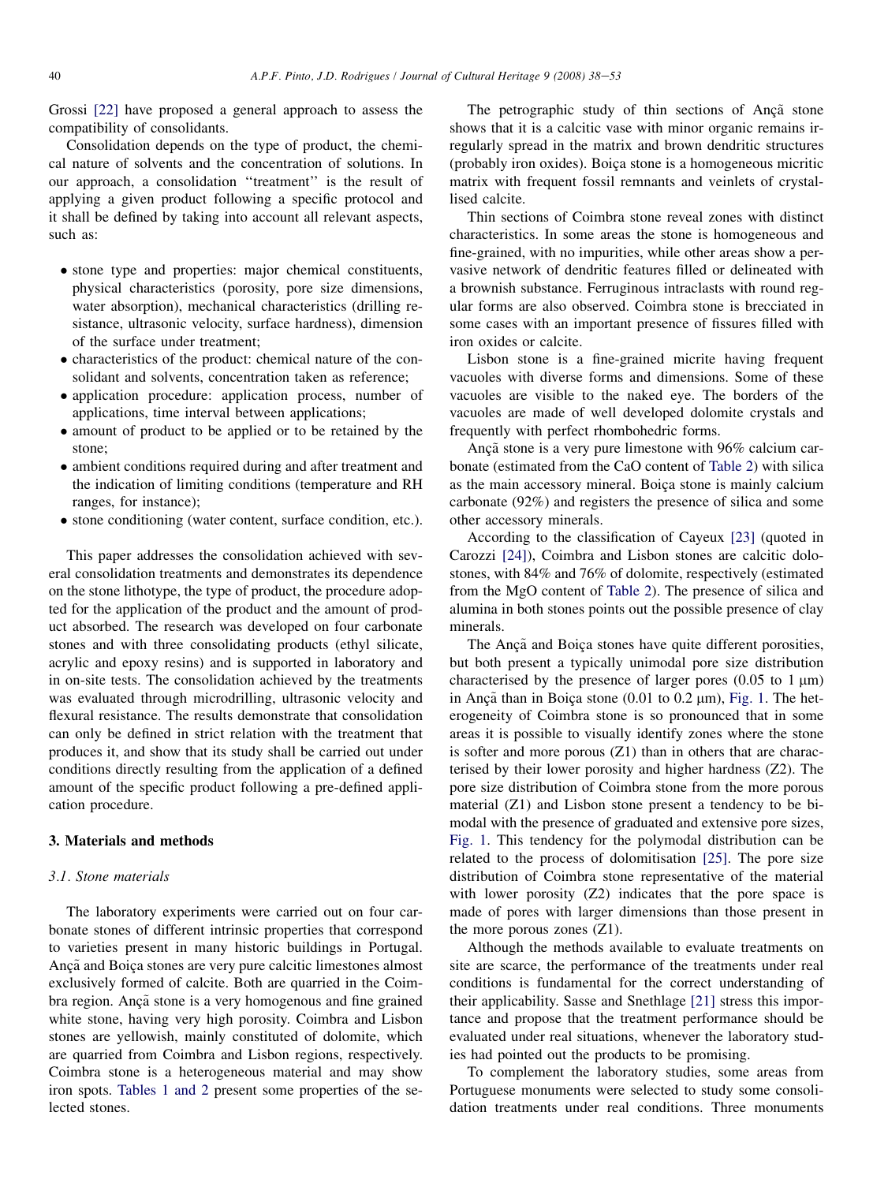Grossi [22] have proposed a general approach to assess the compatibility of consolidants.

Consolidation depends on the type of product, the chemical nature of solvents and the concentration of solutions. In our approach, a consolidation "treatment" is the result of applying a given product following a specific protocol and it shall be defined by taking into account all relevant aspects, such as:

- stone type and properties: major chemical constituents, physical characteristics (porosity, pore size dimensions, water absorption), mechanical characteristics (drilling resistance, ultrasonic velocity, surface hardness), dimension of the surface under treatment;
- characteristics of the product: chemical nature of the consolidant and solvents, concentration taken as reference;
- application procedure: application process, number of applications, time interval between applications;
- amount of product to be applied or to be retained by the stone;
- ambient conditions required during and after treatment and the indication of limiting conditions (temperature and RH ranges, for instance);
- stone conditioning (water content, surface condition, etc.).

This paper addresses the consolidation achieved with several consolidation treatments and demonstrates its dependence on the stone lithotype, the type of product, the procedure adopted for the application of the product and the amount of product absorbed. The research was developed on four carbonate stones and with three consolidating products (ethyl silicate, acrylic and epoxy resins) and is supported in laboratory and in on-site tests. The consolidation achieved by the treatments was evaluated through microdrilling, ultrasonic velocity and flexural resistance. The results demonstrate that consolidation can only be defined in strict relation with the treatment that produces it, and show that its study shall be carried out under conditions directly resulting from the application of a defined amount of the specific product following a pre-defined application procedure.

## 3. Materials and methods

### 3.1. Stone materials

The laboratory experiments were carried out on four carbonate stones of different intrinsic properties that correspond to varieties present in many historic buildings in Portugal. Ançã and Boiça stones are very pure calcitic limestones almost exclusively formed of calcite. Both are quarried in the Coimbra region. Ançã stone is a very homogenous and fine grained white stone, having very high porosity. Coimbra and Lisbon stones are yellowish, mainly constituted of dolomite, which are quarried from Coimbra and Lisbon regions, respectively. Coimbra stone is a heterogeneous material and may show iron spots. Tables 1 and 2 present some properties of the selected stones.

The petrographic study of thin sections of Ançã stone shows that it is a calcitic vase with minor organic remains irregularly spread in the matrix and brown dendritic structures (probably iron oxides). Boiça stone is a homogeneous micritic matrix with frequent fossil remnants and veinlets of crystallised calcite.

Thin sections of Coimbra stone reveal zones with distinct characteristics. In some areas the stone is homogeneous and fine-grained, with no impurities, while other areas show a pervasive network of dendritic features filled or delineated with a brownish substance. Ferruginous intraclasts with round regular forms are also observed. Coimbra stone is brecciated in some cases with an important presence of fissures filled with iron oxides or calcite.

Lisbon stone is a fine-grained micrite having frequent vacuoles with diverse forms and dimensions. Some of these vacuoles are visible to the naked eye. The borders of the vacuoles are made of well developed dolomite crystals and frequently with perfect rhombohedric forms.

Ançã stone is a very pure limestone with 96% calcium carbonate (estimated from the CaO content of Table 2) with silica as the main accessory mineral. Boiça stone is mainly calcium carbonate (92%) and registers the presence of silica and some other accessory minerals.

According to the classification of Cayeux [23] (quoted in Carozzi [24]), Coimbra and Lisbon stones are calcitic dolostones, with 84% and 76% of dolomite, respectively (estimated from the MgO content of Table 2). The presence of silica and alumina in both stones points out the possible presence of clay minerals.

The Ançã and Boiça stones have quite different porosities, but both present a typically unimodal pore size distribution characterised by the presence of larger pores (0.05 to 1 μm) in Ançã than in Boiça stone (0.01 to 0.2 μm), Fig. 1. The heterogeneity of Coimbra stone is so pronounced that in some areas it is possible to visually identify zones where the stone is softer and more porous (Z1) than in others that are characterised by their lower porosity and higher hardness (Z2). The pore size distribution of Coimbra stone from the more porous material (Z1) and Lisbon stone present a tendency to be bimodal with the presence of graduated and extensive pore sizes, Fig. 1. This tendency for the polymodal distribution can be related to the process of dolomitisation [25]. The pore size distribution of Coimbra stone representative of the material with lower porosity (Z2) indicates that the pore space is made of pores with larger dimensions than those present in the more porous zones (Z1).

Although the methods available to evaluate treatments on site are scarce, the performance of the treatments under real conditions is fundamental for the correct understanding of their applicability. Sasse and Snethlage [21] stress this importance and propose that the treatment performance should be evaluated under real situations, whenever the laboratory studies had pointed out the products to be promising.

To complement the laboratory studies, some areas from Portuguese monuments were selected to study some consolidation treatments under real conditions. Three monuments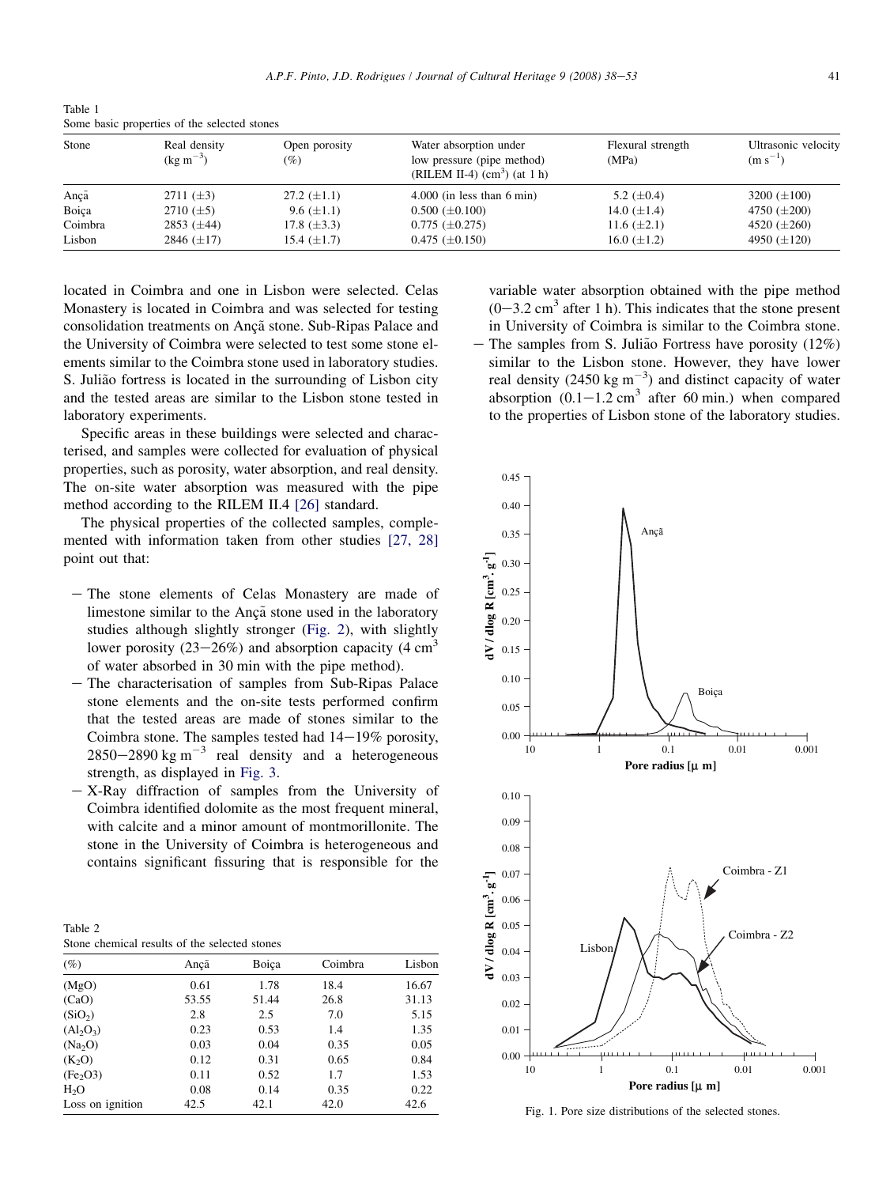Table 1
Some basic properties of the selected stones

| Stone | Real density ($kg\ m^{-3}$) | Open porosity (%) | Water absorption under low pressure (pipe method) (RILEM II-4) ($cm^3$) (at 1 h) | Flexural strength (MPa) | Ultrasonic velocity ($m\ s^{-1}$) |
|---|---|---|---|---|---|
| Ançã | 2711 (±3) | 27.2 (±1.1) | 4.000 (in less than 6 min) | 5.2 (±0.4) | 3200 (±100) |
| Boiça | 2710 (±5) | 9.6 (±1.1) | 0.500 (±0.100) | 14.0 (±1.4) | 4750 (±200) |
| Coimbra | 2853 (±44) | 17.8 (±3.3) | 0.775 (±0.275) | 11.6 (±2.1) | 4520 (±260) |
| Lisbon | 2846 (±17) | 15.4 (±1.7) | 0.475 (±0.150) | 16.0 (±1.2) | 4950 (±120) |

located in Coimbra and one in Lisbon were selected. Celas Monastery is located in Coimbra and was selected for testing consolidation treatments on Ançã stone. Sub-Ripas Palace and the University of Coimbra were selected to test some stone elements similar to the Coimbra stone used in laboratory studies. S. Julião fortress is located in the surrounding of Lisbon city and the tested areas are similar to the Lisbon stone tested in laboratory experiments.

Specific areas in these buildings were selected and characterised, and samples were collected for evaluation of physical properties, such as porosity, water absorption, and real density. The on-site water absorption was measured with the pipe method according to the RILEM II.4 [26] standard.

The physical properties of the collected samples, complemented with information taken from other studies [27, 28] point out that:

- The stone elements of Celas Monastery are made of limestone similar to the Ançã stone used in the laboratory studies although slightly stronger (Fig. 2), with slightly lower porosity (23−26%) and absorption capacity (4 $cm^3$ of water absorbed in 30 min with the pipe method).
- The characterisation of samples from Sub-Ripas Palace stone elements and the on-site tests performed confirm that the tested areas are made of stones similar to the Coimbra stone. The samples tested had 14−19% porosity, 2850−2890 $kg\ m^{-3}$ real density and a heterogeneous strength, as displayed in Fig. 3.
- X-Ray diffraction of samples from the University of Coimbra identified dolomite as the most frequent mineral, with calcite and a minor amount of montmorillonite. The stone in the University of Coimbra is heterogeneous and contains significant fissuring that is responsible for the variable water absorption obtained with the pipe method (0−3.2 $cm^3$ after 1 h). This indicates that the stone present in University of Coimbra is similar to the Coimbra stone.
- The samples from S. Julião Fortress have porosity (12%) similar to the Lisbon stone. However, they have lower real density (2450 $kg\ m^{-3}$) and distinct capacity of water absorption (0.1−1.2 $cm^3$ after 60 min.) when compared to the properties of Lisbon stone of the laboratory studies.

Table 2
Stone chemical results of the selected stones

| (%) | Ançã | Boiça | Coimbra | Lisbon |
|---|---|---|---|---|
| (MgO) | 0.61 | 1.78 | 18.4 | 16.67 |
| (CaO) | 53.55 | 51.44 | 26.8 | 31.13 |
| ($SiO_2$) | 2.8 | 2.5 | 7.0 | 5.15 |
| ($Al_2O_3$) | 0.23 | 0.53 | 1.4 | 1.35 |
| ($Na_2O$) | 0.03 | 0.04 | 0.35 | 0.05 |
| ($K_2O$) | 0.12 | 0.31 | 0.65 | 0.84 |
| ($Fe_2O_3$) | 0.11 | 0.52 | 1.7 | 1.53 |
| $H_2O$ | 0.08 | 0.14 | 0.35 | 0.22 |
| Loss on ignition | 42.5 | 42.1 | 42.0 | 42.6 |

Fig. 1. Pore size distributions of the selected stones.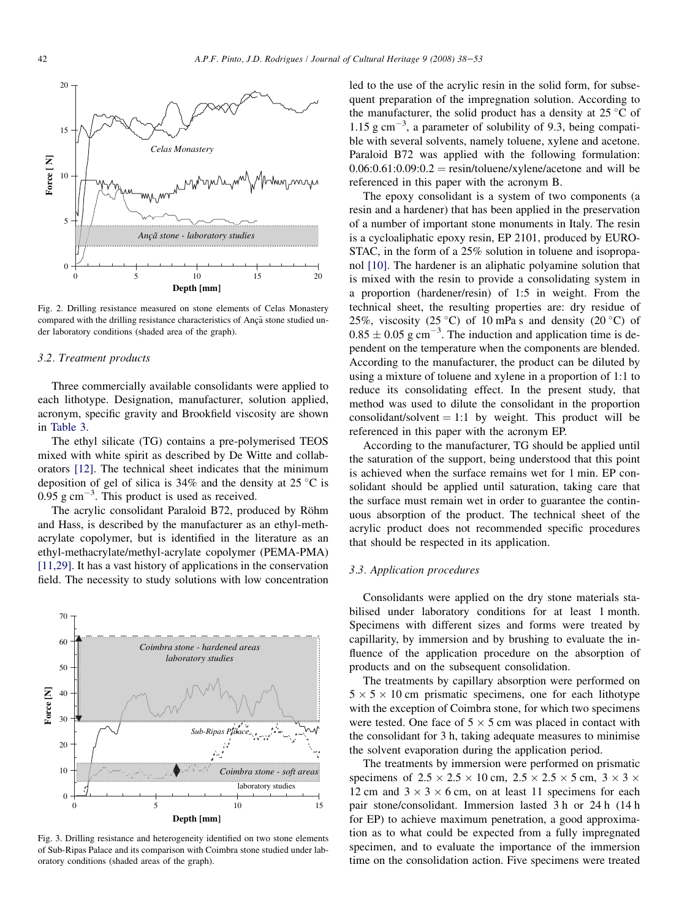Fig. 2. Drilling resistance measured on stone elements of Celas Monastery compared with the drilling resistance characteristics of Ançã stone studied under laboratory conditions (shaded area of the graph).

### 3.2. Treatment products

Three commercially available consolidants were applied to each lithotype. Designation, manufacturer, solution applied, acronym, specific gravity and Brookfield viscosity are shown in Table 3.

The ethyl silicate (TG) contains a pre-polymerised TEOS mixed with white spirit as described by De Witte and collaborators [12]. The technical sheet indicates that the minimum deposition of gel of silica is 34% and the density at 25 °C is 0.95 g $cm^{-3}$. This product is used as received.

The acrylic consolidant Paraloid B72, produced by Röhm and Hass, is described by the manufacturer as an ethyl-methacrylate copolymer, but is identified in the literature as an ethyl-methacrylate/methyl-acrylate copolymer (PEMA-PMA) [11,29]. It has a vast history of applications in the conservation field. The necessity to study solutions with low concentration led to the use of the acrylic resin in the solid form, for subsequent preparation of the impregnation solution. According to the manufacturer, the solid product has a density at 25 °C of 1.15 g $cm^{-3}$, a parameter of solubility of 9.3, being compatible with several solvents, namely toluene, xylene and acetone. Paraloid B72 was applied with the following formulation: 0.06:0.61:0.09:0.2 = resin/toluene/xylene/acetone and will be referenced in this paper with the acronym B.

The epoxy consolidant is a system of two components (a resin and a hardener) that has been applied in the preservation of a number of important stone monuments in Italy. The resin is a cycloaliphatic epoxy resin, EP 2101, produced by EUROSTAC, in the form of a 25% solution in toluene and isopropanol [10]. The hardener is an aliphatic polyamine solution that is mixed with the resin to provide a consolidating system in a proportion (hardener/resin) of 1:5 in weight. From the technical sheet, the resulting properties are: dry residue of 25%, viscosity (25 °C) of 10 mPa s and density (20 °C) of $0.85 \pm 0.05$ g $cm^{-3}$. The induction and application time is dependent on the temperature when the components are blended. According to the manufacturer, the product can be diluted by using a mixture of toluene and xylene in a proportion of 1:1 to reduce its consolidating effect. In the present study, that method was used to dilute the consolidant in the proportion consolidant/solvent = 1:1 by weight. This product will be referenced in this paper with the acronym EP.

According to the manufacturer, TG should be applied until the saturation of the support, being understood that this point is achieved when the surface remains wet for 1 min. EP consolidant should be applied until saturation, taking care that the surface must remain wet in order to guarantee the continuous absorption of the product. The technical sheet of the acrylic product does not recommended specific procedures that should be respected in its application.

### 3.3. Application procedures

Consolidants were applied on the dry stone materials stabilised under laboratory conditions for at least 1 month. Specimens with different sizes and forms were treated by capillarity, by immersion and by brushing to evaluate the influence of the application procedure on the absorption of products and on the subsequent consolidation.

The treatments by capillary absorption were performed on 5 × 5 × 10 cm prismatic specimens, one for each lithotype with the exception of Coimbra stone, for which two specimens were tested. One face of 5 × 5 cm was placed in contact with the consolidant for 3 h, taking adequate measures to minimise the solvent evaporation during the application period.

The treatments by immersion were performed on prismatic specimens of 2.5 × 2.5 × 10 cm, 2.5 × 2.5 × 5 cm, 3 × 3 × 12 cm and 3 × 3 × 6 cm, on at least 11 specimens for each pair stone/consolidant. Immersion lasted 3 h or 24 h (14 h for EP) to achieve maximum penetration, a good approximation as to what could be expected from a fully impregnated specimen, and to evaluate the importance of the immersion time on the consolidation action. Five specimens were treated

Fig. 3. Drilling resistance and heterogeneity identified on two stone elements of Sub-Ripas Palace and its comparison with Coimbra stone studied under laboratory conditions (shaded areas of the graph).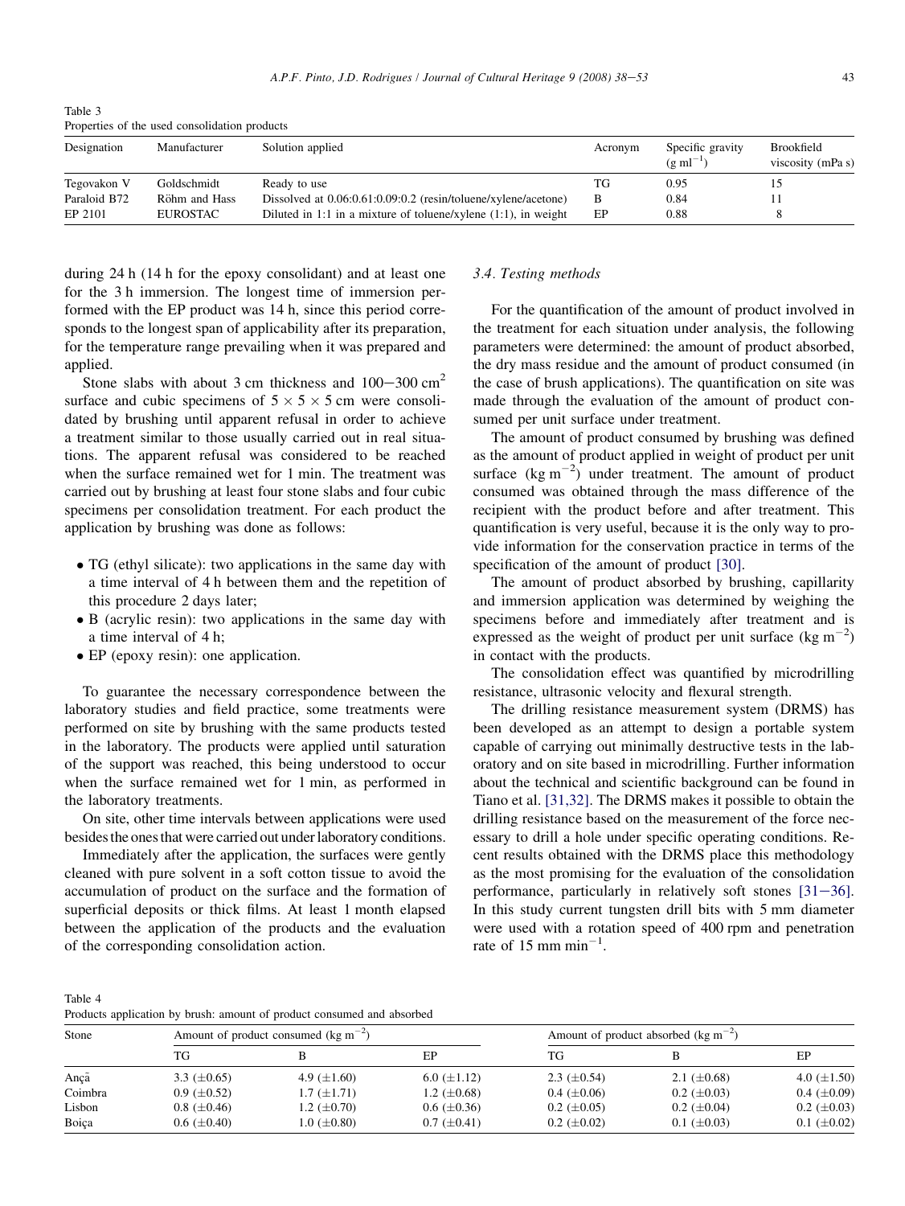Table 3
Properties of the used consolidation products

| Designation | Manufacturer | Solution applied | Acronym | Specific gravity ($g\ ml^{-1}$) | Brookfield viscosity (mPa s) |
|---|---|---|---|---|---|
| Tegovakon V | Goldschmidt | Ready to use | TG | 0.95 | 15 |
| Paraloid B72 | Röhm and Hass | Dissolved at 0.06:0.61:0.09:0.2 (resin/toluene/xylene/acetone) | B | 0.84 | 11 |
| EP 2101 | EUROSTAC | Diluted in 1:1 in a mixture of toluene/xylene (1:1), in weight | EP | 0.88 | 8 |

during 24 h (14 h for the epoxy consolidant) and at least one for the 3 h immersion. The longest time of immersion performed with the EP product was 14 h, since this period corresponds to the longest span of applicability after its preparation, for the temperature range prevailing when it was prepared and applied.

Stone slabs with about 3 cm thickness and $100-300\ cm^2$ surface and cubic specimens of $5 \times 5 \times 5$ cm were consolidated by brushing until apparent refusal in order to achieve a treatment similar to those usually carried out in real situations. The apparent refusal was considered to be reached when the surface remained wet for 1 min. The treatment was carried out by brushing at least four stone slabs and four cubic specimens per consolidation treatment. For each product the application by brushing was done as follows:

- TG (ethyl silicate): two applications in the same day with a time interval of 4 h between them and the repetition of this procedure 2 days later;
- B (acrylic resin): two applications in the same day with a time interval of 4 h;
- EP (epoxy resin): one application.

To guarantee the necessary correspondence between the laboratory studies and field practice, some treatments were performed on site by brushing with the same products tested in the laboratory. The products were applied until saturation of the support was reached, this being understood to occur when the surface remained wet for 1 min, as performed in the laboratory treatments.

On site, other time intervals between applications were used besides the ones that were carried out under laboratory conditions.

Immediately after the application, the surfaces were gently cleaned with pure solvent in a soft cotton tissue to avoid the accumulation of product on the surface and the formation of superficial deposits or thick films. At least 1 month elapsed between the application of the products and the evaluation of the corresponding consolidation action.

### 3.4. Testing methods

For the quantification of the amount of product involved in the treatment for each situation under analysis, the following parameters were determined: the amount of product absorbed, the dry mass residue and the amount of product consumed (in the case of brush applications). The quantification on site was made through the evaluation of the amount of product consumed per unit surface under treatment.

The amount of product consumed by brushing was defined as the amount of product applied in weight of product per unit surface ($kg\ m^{-2}$) under treatment. The amount of product consumed was obtained through the mass difference of the recipient with the product before and after treatment. This quantification is very useful, because it is the only way to provide information for the conservation practice in terms of the specification of the amount of product [30].

The amount of product absorbed by brushing, capillarity and immersion application was determined by weighing the specimens before and immediately after treatment and is expressed as the weight of product per unit surface ($kg\ m^{-2}$) in contact with the products.

The consolidation effect was quantified by microdrilling resistance, ultrasonic velocity and flexural strength.

The drilling resistance measurement system (DRMS) has been developed as an attempt to design a portable system capable of carrying out minimally destructive tests in the laboratory and on site based in microdrilling. Further information about the technical and scientific background can be found in Tiano et al. [31,32]. The DRMS makes it possible to obtain the drilling resistance based on the measurement of the force necessary to drill a hole under specific operating conditions. Recent results obtained with the DRMS place this methodology as the most promising for the evaluation of the consolidation performance, particularly in relatively soft stones [31–36]. In this study current tungsten drill bits with 5 mm diameter were used with a rotation speed of 400 rpm and penetration rate of $15\ mm\ min^{-1}$.

Table 4
Products application by brush: amount of product consumed and absorbed

| Stone | Amount of product consumed ($kg\ m^{-2}$) | | | Amount of product absorbed ($kg\ m^{-2}$) | | |
|---|---|---|---|---|---|---|
| | TG | B | EP | TG | B | EP |
| Ançã | 3.3 (±0.65) | 4.9 (±1.60) | 6.0 (±1.12) | 2.3 (±0.54) | 2.1 (±0.68) | 4.0 (±1.50) |
| Coimbra | 0.9 (±0.52) | 1.7 (±1.71) | 1.2 (±0.68) | 0.4 (±0.06) | 0.2 (±0.03) | 0.4 (±0.09) |
| Lisbon | 0.8 (±0.46) | 1.2 (±0.70) | 0.6 (±0.36) | 0.2 (±0.05) | 0.2 (±0.04) | 0.2 (±0.03) |
| Boiça | 0.6 (±0.40) | 1.0 (±0.80) | 0.7 (±0.41) | 0.2 (±0.02) | 0.1 (±0.03) | 0.1 (±0.02) |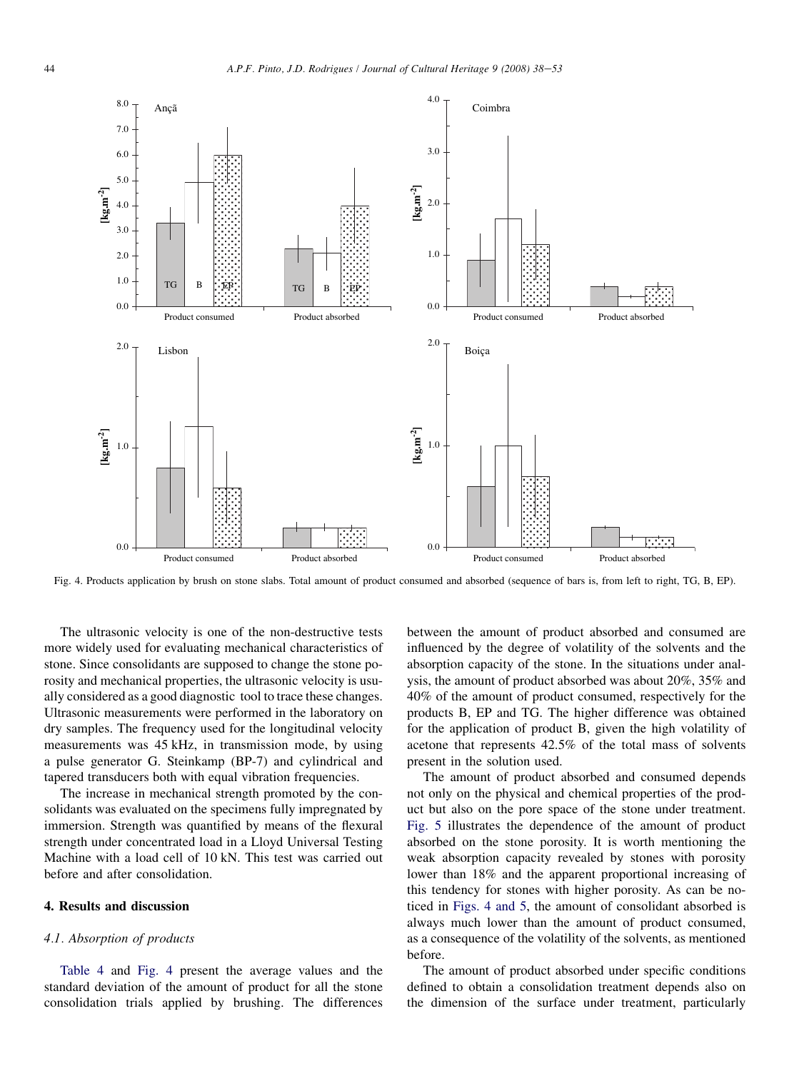Fig. 4. Products application by brush on stone slabs. Total amount of product consumed and absorbed (sequence of bars is, from left to right, TG, B, EP).

The ultrasonic velocity is one of the non-destructive tests more widely used for evaluating mechanical characteristics of stone. Since consolidants are supposed to change the stone porosity and mechanical properties, the ultrasonic velocity is usually considered as a good diagnostic tool to trace these changes. Ultrasonic measurements were performed in the laboratory on dry samples. The frequency used for the longitudinal velocity measurements was 45 kHz, in transmission mode, by using a pulse generator G. Steinkamp (BP-7) and cylindrical and tapered transducers both with equal vibration frequencies.

The increase in mechanical strength promoted by the consolidants was evaluated on the specimens fully impregnated by immersion. Strength was quantified by means of the flexural strength under concentrated load in a Lloyd Universal Testing Machine with a load cell of 10 kN. This test was carried out before and after consolidation.

## 4. Results and discussion

### 4.1. Absorption of products

Table 4 and Fig. 4 present the average values and the standard deviation of the amount of product for all the stone consolidation trials applied by brushing. The differences between the amount of product absorbed and consumed are influenced by the degree of volatility of the solvents and the absorption capacity of the stone. In the situations under analysis, the amount of product absorbed was about 20%, 35% and 40% of the amount of product consumed, respectively for the products B, EP and TG. The higher difference was obtained for the application of product B, given the high volatility of acetone that represents 42.5% of the total mass of solvents present in the solution used.

The amount of product absorbed and consumed depends not only on the physical and chemical properties of the product but also on the pore space of the stone under treatment. Fig. 5 illustrates the dependence of the amount of product absorbed on the stone porosity. It is worth mentioning the weak absorption capacity revealed by stones with porosity lower than 18% and the apparent proportional increasing of this tendency for stones with higher porosity. As can be noticed in Figs. 4 and 5, the amount of consolidant absorbed is always much lower than the amount of product consumed, as a consequence of the volatility of the solvents, as mentioned before.

The amount of product absorbed under specific conditions defined to obtain a consolidation treatment depends also on the dimension of the surface under treatment, particularly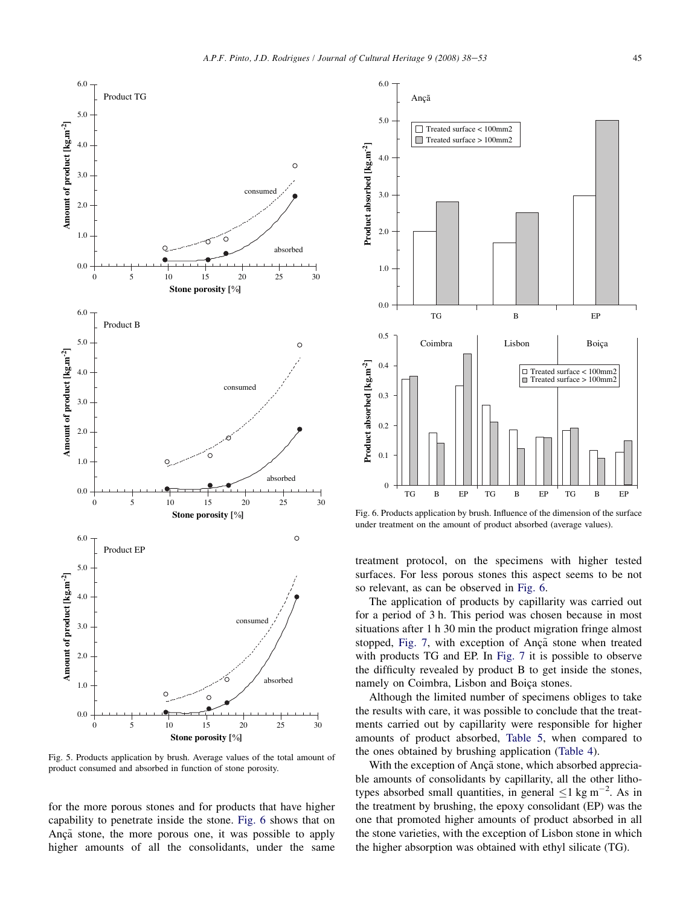Fig. 5. Products application by brush. Average values of the total amount of product consumed and absorbed in function of stone porosity.

for the more porous stones and for products that have higher capability to penetrate inside the stone. Fig. 6 shows that on Ançã stone, the more porous one, it was possible to apply higher amounts of all the consolidants, under the same treatment protocol, on the specimens with higher tested surfaces. For less porous stones this aspect seems to be not so relevant, as can be observed in Fig. 6.

Fig. 6. Products application by brush. Influence of the dimension of the surface under treatment on the amount of product absorbed (average values).

The application of products by capillarity was carried out for a period of 3 h. This period was chosen because in most situations after 1 h 30 min the product migration fringe almost stopped, Fig. 7, with exception of Ançã stone when treated with products TG and EP. In Fig. 7 it is possible to observe the difficulty revealed by product B to get inside the stones, namely on Coimbra, Lisbon and Boiça stones.

Although the limited number of specimens obliges to take the results with care, it was possible to conclude that the treatments carried out by capillarity were responsible for higher amounts of product absorbed, Table 5, when compared to the ones obtained by brushing application (Table 4).

With the exception of Ançã stone, which absorbed appreciable amounts of consolidants by capillarity, all the other lithotypes absorbed small quantities, in general $\leq 1$ kg m$^{-2}$. As in the treatment by brushing, the epoxy consolidant (EP) was the one that promoted higher amounts of product absorbed in all the stone varieties, with the exception of Lisbon stone in which the higher absorption was obtained with ethyl silicate (TG).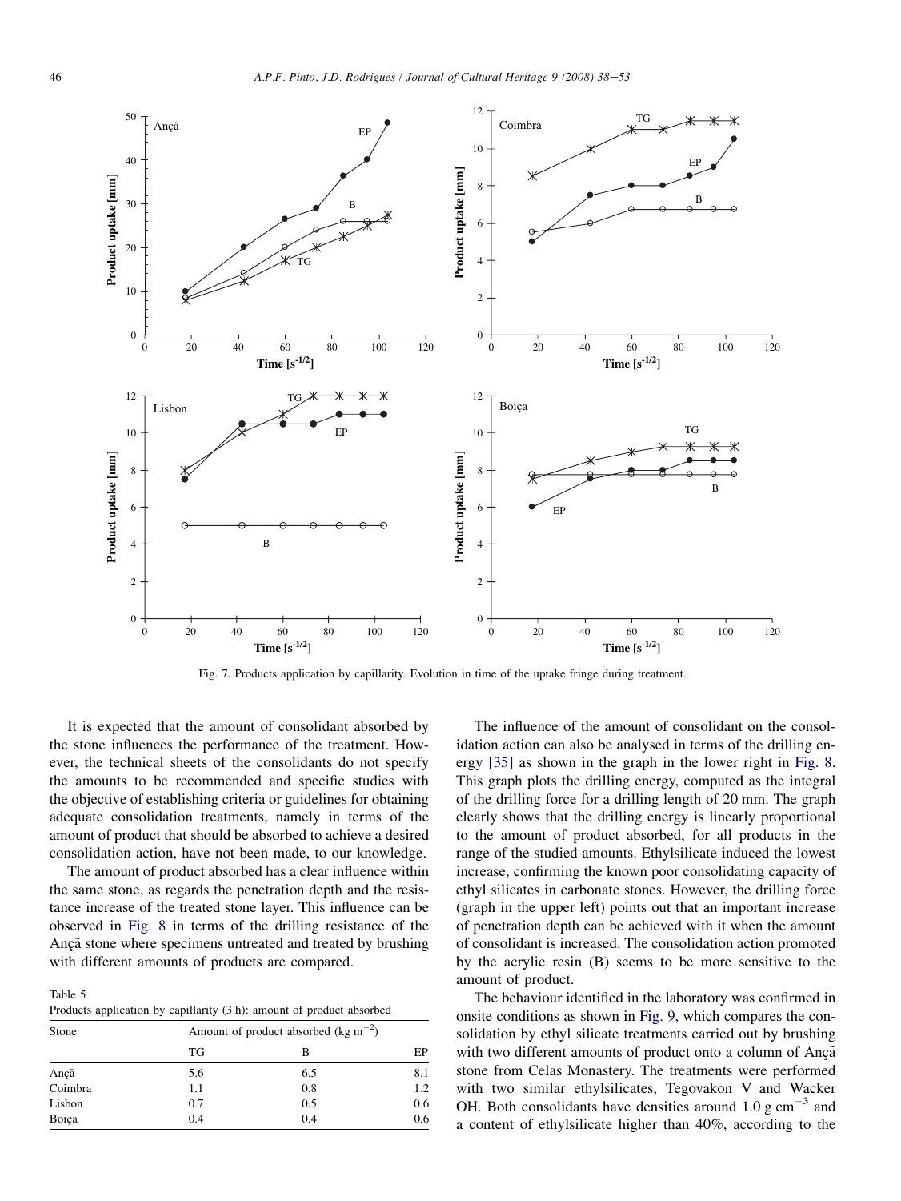Fig. 7. Products application by capillarity. Evolution in time of the uptake fringe during treatment.

It is expected that the amount of consolidant absorbed by the stone influences the performance of the treatment. However, the technical sheets of the consolidants do not specify the amounts to be recommended and specific studies with the objective of establishing criteria or guidelines for obtaining adequate consolidation treatments, namely in terms of the amount of product that should be absorbed to achieve a desired consolidation action, have not been made, to our knowledge.

The amount of product absorbed has a clear influence within the same stone, as regards the penetration depth and the resistance increase of the treated stone layer. This influence can be observed in Fig. 8 in terms of the drilling resistance of the Ançã stone where specimens untreated and treated by brushing with different amounts of products are compared.

Table 5
Products application by capillarity (3 h): amount of product absorbed

| Stone | Amount of product absorbed (kg $m^{-2}$) | | |
|---|---|---|---|
| | TG | B | EP |
| Ançã | 5.6 | 6.5 | 8.1 |
| Coimbra | 1.1 | 0.8 | 1.2 |
| Lisbon | 0.7 | 0.5 | 0.6 |
| Boiça | 0.4 | 0.4 | 0.6 |

The influence of the amount of consolidant on the consolidation action can also be analysed in terms of the drilling energy [35] as shown in the graph in the lower right in Fig. 8. This graph plots the drilling energy, computed as the integral of the drilling force for a drilling length of 20 mm. The graph clearly shows that the drilling energy is linearly proportional to the amount of product absorbed, for all products in the range of the studied amounts. Ethylsilicate induced the lowest increase, confirming the known poor consolidating capacity of ethyl silicates in carbonate stones. However, the drilling force (graph in the upper left) points out that an important increase of penetration depth can be achieved with it when the amount of consolidant is increased. The consolidation action promoted by the acrylic resin (B) seems to be more sensitive to the amount of product.

The behaviour identified in the laboratory was confirmed in onsite conditions as shown in Fig. 9, which compares the consolidation by ethyl silicate treatments carried out by brushing with two different amounts of product onto a column of Ançã stone from Celas Monastery. The treatments were performed with two similar ethylsilicates, Tegovakon V and Wacker OH. Both consolidants have densities around 1.0 g $cm^{-3}$ and a content of ethylsilicate higher than 40%, according to the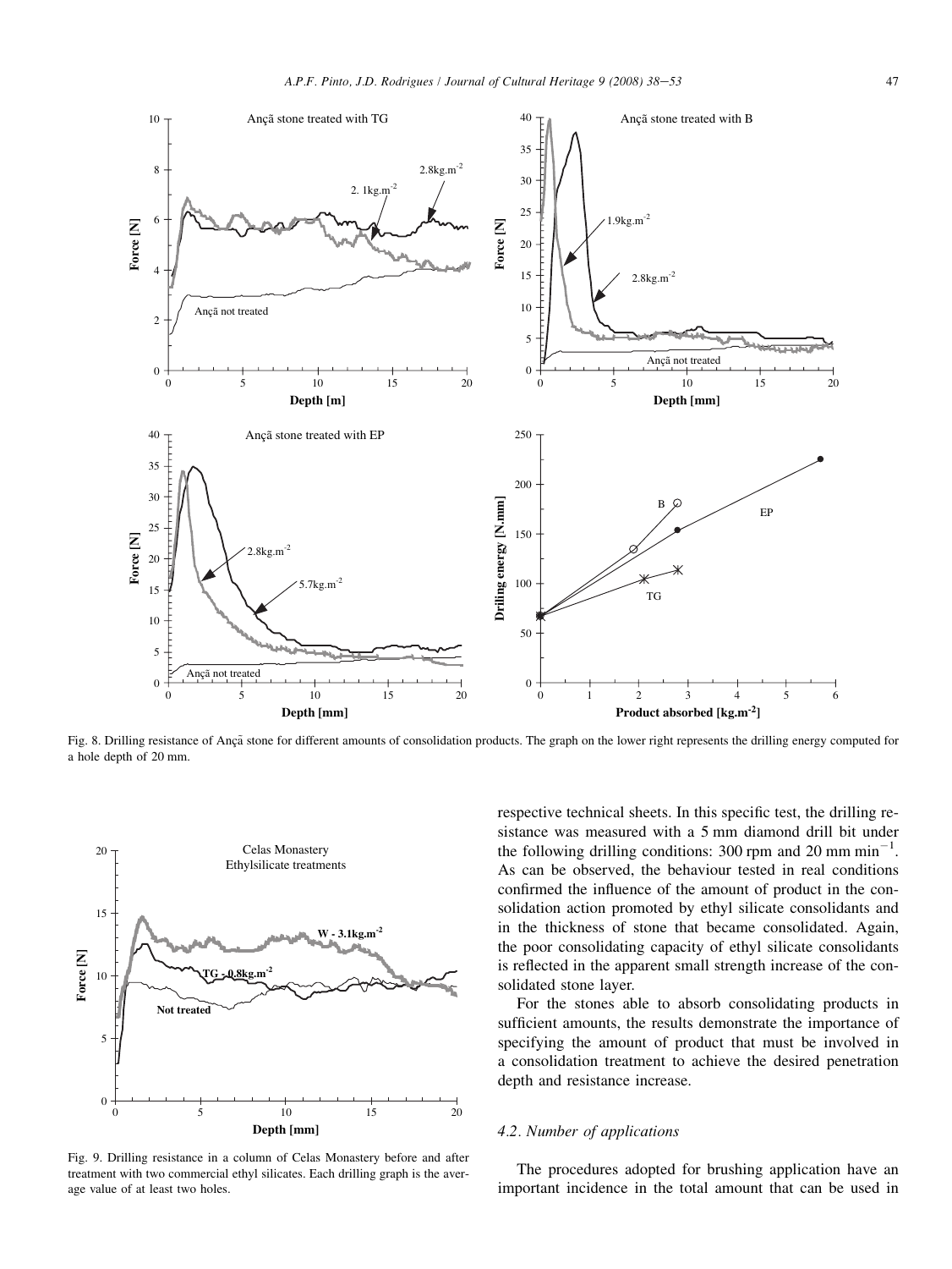Fig. 8. Drilling resistance of Ançã stone for different amounts of consolidation products. The graph on the lower right represents the drilling energy computed for a hole depth of 20 mm.

Fig. 9. Drilling resistance in a column of Celas Monastery before and after treatment with two commercial ethyl silicates. Each drilling graph is the average value of at least two holes.

respective technical sheets. In this specific test, the drilling resistance was measured with a 5 mm diamond drill bit under the following drilling conditions: 300 rpm and 20 mm $min^{-1}$. As can be observed, the behaviour tested in real conditions confirmed the influence of the amount of product in the consolidation action promoted by ethyl silicate consolidants and in the thickness of stone that became consolidated. Again, the poor consolidating capacity of ethyl silicate consolidants is reflected in the apparent small strength increase of the consolidated stone layer.

For the stones able to absorb consolidating products in sufficient amounts, the results demonstrate the importance of specifying the amount of product that must be involved in a consolidation treatment to achieve the desired penetration depth and resistance increase.

### 4.2. Number of applications

The procedures adopted for brushing application have an important incidence in the total amount that can be used in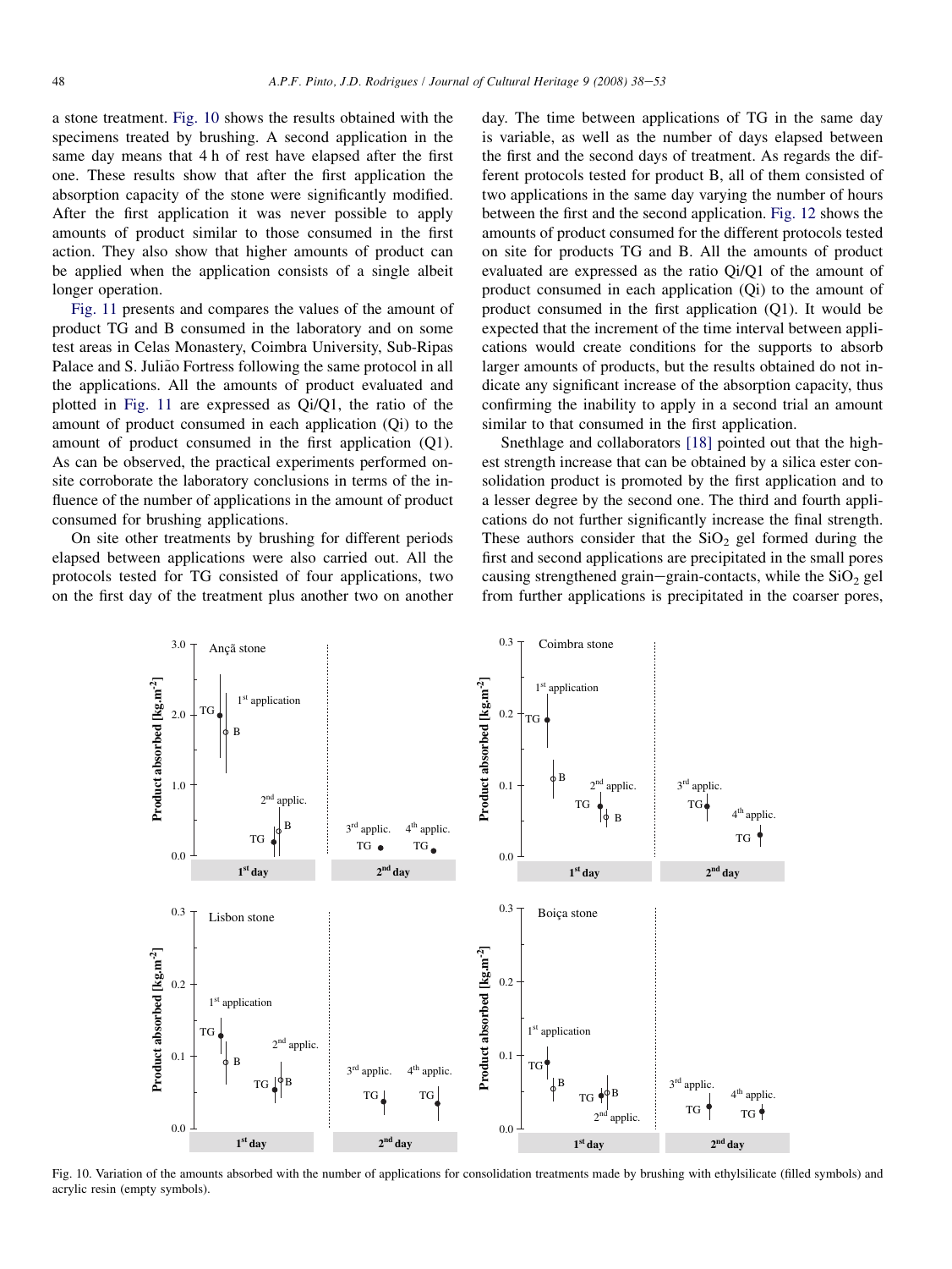a stone treatment. Fig. 10 shows the results obtained with the specimens treated by brushing. A second application in the same day means that 4 h of rest have elapsed after the first one. These results show that after the first application the absorption capacity of the stone were significantly modified. After the first application it was never possible to apply amounts of product similar to those consumed in the first action. They also show that higher amounts of product can be applied when the application consists of a single albeit longer operation.

Fig. 11 presents and compares the values of the amount of product TG and B consumed in the laboratory and on some test areas in Celas Monastery, Coimbra University, Sub-Ripas Palace and S. Julião Fortress following the same protocol in all the applications. All the amounts of product evaluated and plotted in Fig. 11 are expressed as Qi/Q1, the ratio of the amount of product consumed in each application (Qi) to the amount of product consumed in the first application (Q1). As can be observed, the practical experiments performed on-site corroborate the laboratory conclusions in terms of the influence of the number of applications in the amount of product consumed for brushing applications.

On site other treatments by brushing for different periods elapsed between applications were also carried out. All the protocols tested for TG consisted of four applications, two on the first day of the treatment plus another two on another day. The time between applications of TG in the same day is variable, as well as the number of days elapsed between the first and the second days of treatment. As regards the different protocols tested for product B, all of them consisted of two applications in the same day varying the number of hours between the first and the second application. Fig. 12 shows the amounts of product consumed for the different protocols tested on site for products TG and B. All the amounts of product evaluated are expressed as the ratio Qi/Q1 of the amount of product consumed in each application (Qi) to the amount of product consumed in the first application (Q1). It would be expected that the increment of the time interval between applications would create conditions for the supports to absorb larger amounts of products, but the results obtained do not indicate any significant increase of the absorption capacity, thus confirming the inability to apply in a second trial an amount similar to that consumed in the first application.

Snethlage and collaborators [18] pointed out that the highest strength increase that can be obtained by a silica ester consolidation product is promoted by the first application and to a lesser degree by the second one. The third and fourth applications do not further significantly increase the final strength. These authors consider that the $SiO_2$ gel formed during the first and second applications are precipitated in the small pores causing strengthened grain–grain-contacts, while the $SiO_2$ gel from further applications is precipitated in the coarser pores,

Fig. 10. Variation of the amounts absorbed with the number of applications for consolidation treatments made by brushing with ethylsilicate (filled symbols) and acrylic resin (empty symbols).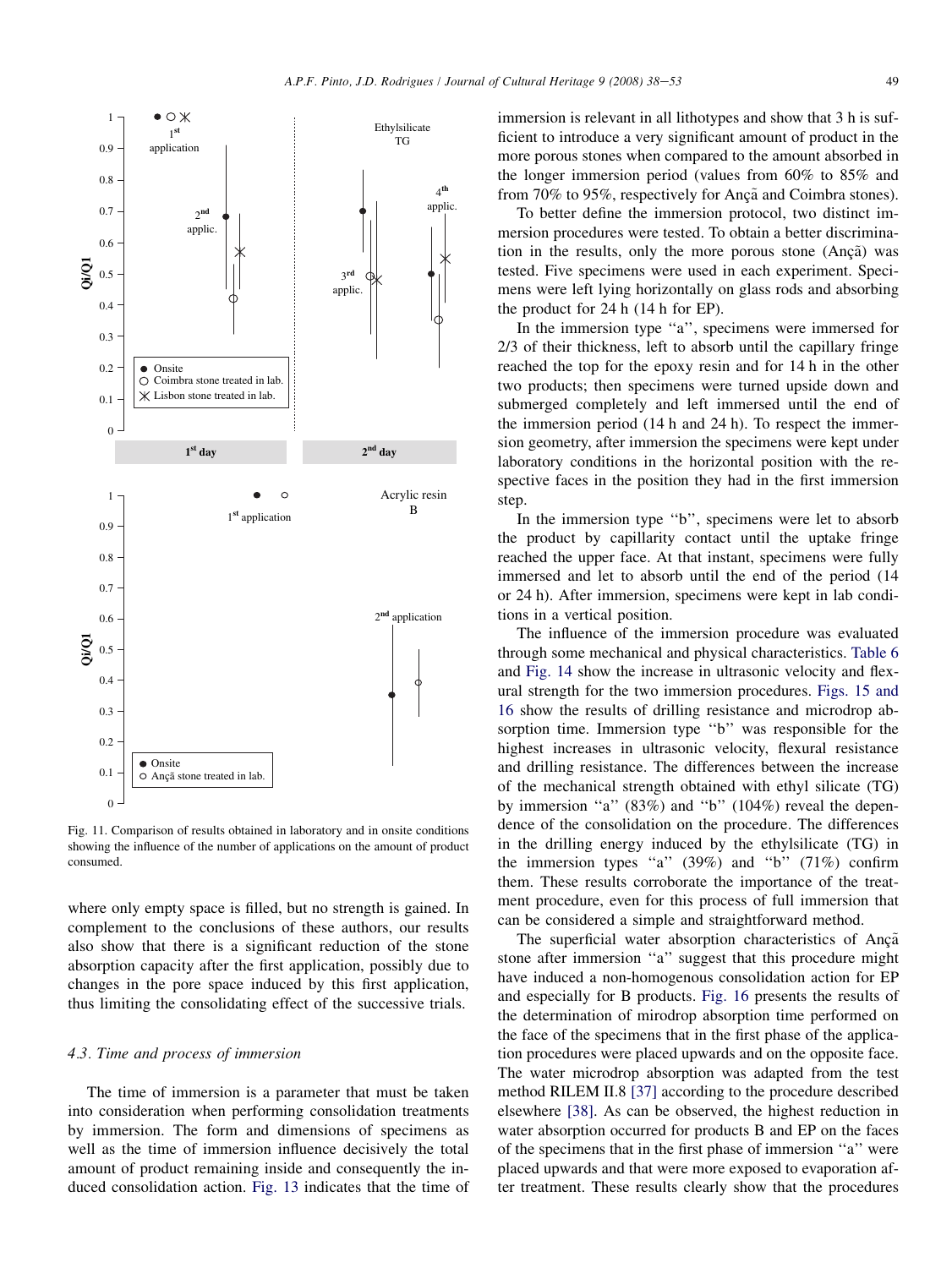Fig. 11. Comparison of results obtained in laboratory and in onsite conditions showing the influence of the number of applications on the amount of product consumed.

where only empty space is filled, but no strength is gained. In complement to the conclusions of these authors, our results also show that there is a significant reduction of the stone absorption capacity after the first application, possibly due to changes in the pore space induced by this first application, thus limiting the consolidating effect of the successive trials.

### 4.3. Time and process of immersion

The time of immersion is a parameter that must be taken into consideration when performing consolidation treatments by immersion. The form and dimensions of specimens as well as the time of immersion influence decisively the total amount of product remaining inside and consequently the induced consolidation action. Fig. 13 indicates that the time of immersion is relevant in all lithotypes and show that 3 h is sufficient to introduce a very significant amount of product in the more porous stones when compared to the amount absorbed in the longer immersion period (values from 60% to 85% and from 70% to 95%, respectively for Ançã and Coimbra stones).

To better define the immersion protocol, two distinct immersion procedures were tested. To obtain a better discrimination in the results, only the more porous stone (Ançã) was tested. Five specimens were used in each experiment. Specimens were left lying horizontally on glass rods and absorbing the product for 24 h (14 h for EP).

In the immersion type "a", specimens were immersed for 2/3 of their thickness, left to absorb until the capillary fringe reached the top for the epoxy resin and for 14 h in the other two products; then specimens were turned upside down and submerged completely and left immersed until the end of the immersion period (14 h and 24 h). To respect the immersion geometry, after immersion the specimens were kept under laboratory conditions in the horizontal position with the respective faces in the position they had in the first immersion step.

In the immersion type "b", specimens were let to absorb the product by capillarity contact until the uptake fringe reached the upper face. At that instant, specimens were fully immersed and let to absorb until the end of the period (14 or 24 h). After immersion, specimens were kept in lab conditions in a vertical position.

The influence of the immersion procedure was evaluated through some mechanical and physical characteristics. Table 6 and Fig. 14 show the increase in ultrasonic velocity and flexural strength for the two immersion procedures. Figs. 15 and 16 show the results of drilling resistance and microdrop absorption time. Immersion type "b" was responsible for the highest increases in ultrasonic velocity, flexural resistance and drilling resistance. The differences between the increase of the mechanical strength obtained with ethyl silicate (TG) by immersion "a" (83%) and "b" (104%) reveal the dependence of the consolidation on the procedure. The differences in the drilling energy induced by the ethylsilicate (TG) in the immersion types "a" (39%) and "b" (71%) confirm them. These results corroborate the importance of the treatment procedure, even for this process of full immersion that can be considered a simple and straightforward method.

The superficial water absorption characteristics of Ançã stone after immersion "a" suggest that this procedure might have induced a non-homogenous consolidation action for EP and especially for B products. Fig. 16 presents the results of the determination of mirodrop absorption time performed on the face of the specimens that in the first phase of the application procedures were placed upwards and on the opposite face. The water microdrop absorption was adapted from the test method RILEM II.8 [37] according to the procedure described elsewhere [38]. As can be observed, the highest reduction in water absorption occurred for products B and EP on the faces of the specimens that in the first phase of immersion "a" were placed upwards and that were more exposed to evaporation after treatment. These results clearly show that the procedures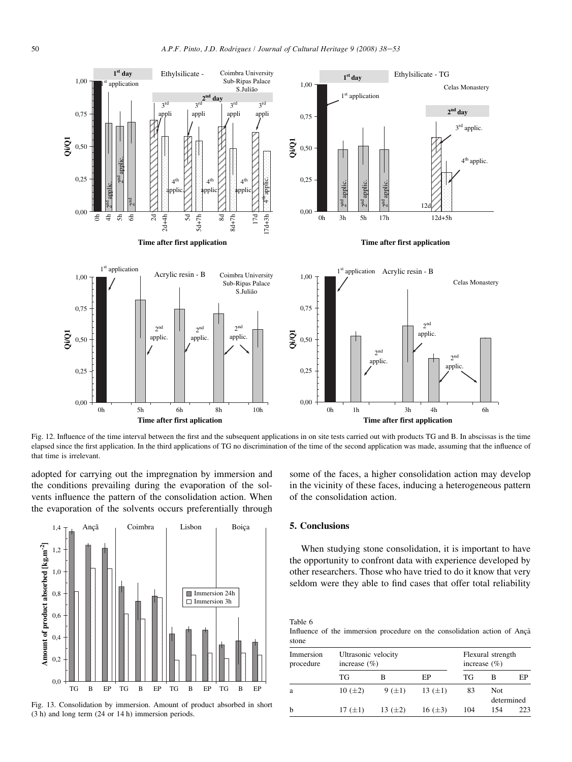Fig. 12. Influence of the time interval between the first and the subsequent applications in on site tests carried out with products TG and B. In abscissas is the time elapsed since the first application. In the third applications of TG no discrimination of the time of the second application was made, assuming that the influence of that time is irrelevant.

adopted for carrying out the impregnation by immersion and the conditions prevailing during the evaporation of the solvents influence the pattern of the consolidation action. When the evaporation of the solvents occurs preferentially through some of the faces, a higher consolidation action may develop in the vicinity of these faces, inducing a heterogeneous pattern of the consolidation action.

Fig. 13. Consolidation by immersion. Amount of product absorbed in short (3 h) and long term (24 or 14 h) immersion periods.

## 5. Conclusions

When studying stone consolidation, it is important to have the opportunity to confront data with experience developed by other researchers. Those who have tried to do it know that very seldom were they able to find cases that offer total reliability

Table 6
Influence of the immersion procedure on the consolidation action of Ançã stone

| Immersion procedure | Ultrasonic velocity increase (%) | | | Flexural strength increase (%) | | |
|---|---|---|---|---|---|---|
| | TG | B | EP | TG | B | EP |
| a | 10 (±2) | 9 (±1) | 13 (±1) | 83 | Not determined | |
| b | 17 (±1) | 13 (±2) | 16 (±3) | 104 | 154 | 223 |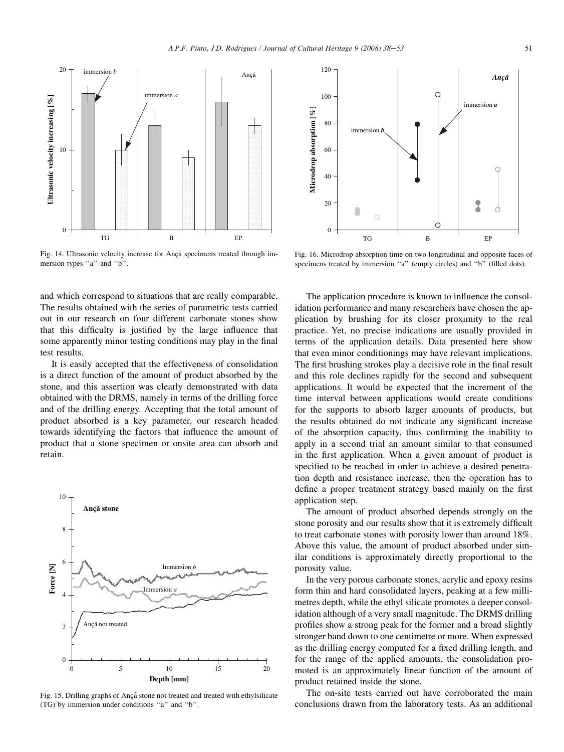Fig. 14. Ultrasonic velocity increase for Ançã specimens treated through immersion types "a" and "b".

Fig. 16. Microdrop absorption time on two longitudinal and opposite faces of specimens treated by immersion "a" (empty circles) and "b" (filled dots).

and which correspond to situations that are really comparable. The results obtained with the series of parametric tests carried out in our research on four different carbonate stones show that this difficulty is justified by the large influence that some apparently minor testing conditions may play in the final test results.

It is easily accepted that the effectiveness of consolidation is a direct function of the amount of product absorbed by the stone, and this assertion was clearly demonstrated with data obtained with the DRMS, namely in terms of the drilling force and of the drilling energy. Accepting that the total amount of product absorbed is a key parameter, our research headed towards identifying the factors that influence the amount of product that a stone specimen or onsite area can absorb and retain.

Fig. 15. Drilling graphs of Ançã stone not treated and treated with ethylsilicate (TG) by immersion under conditions "a" and "b".

The application procedure is known to influence the consolidation performance and many researchers have chosen the application by brushing for its closer proximity to the real practice. Yet, no precise indications are usually provided in terms of the application details. Data presented here show that even minor conditionings may have relevant implications. The first brushing strokes play a decisive role in the final result and this role declines rapidly for the second and subsequent applications. It would be expected that the increment of the time interval between applications would create conditions for the supports to absorb larger amounts of products, but the results obtained do not indicate any significant increase of the absorption capacity, thus confirming the inability to apply in a second trial an amount similar to that consumed in the first application. When a given amount of product is specified to be reached in order to achieve a desired penetration depth and resistance increase, then the operation has to define a proper treatment strategy based mainly on the first application step.

The amount of product absorbed depends strongly on the stone porosity and our results show that it is extremely difficult to treat carbonate stones with porosity lower than around 18%. Above this value, the amount of product absorbed under similar conditions is approximately directly proportional to the porosity value.

In the very porous carbonate stones, acrylic and epoxy resins form thin and hard consolidated layers, peaking at a few millimetres depth, while the ethyl silicate promotes a deeper consolidation although of a very small magnitude. The DRMS drilling profiles show a strong peak for the former and a broad slightly stronger band down to one centimetre or more. When expressed as the drilling energy computed for a fixed drilling length, and for the range of the applied amounts, the consolidation promoted is an approximately linear function of the amount of product retained inside the stone.

The on-site tests carried out have corroborated the main conclusions drawn from the laboratory tests. As an additional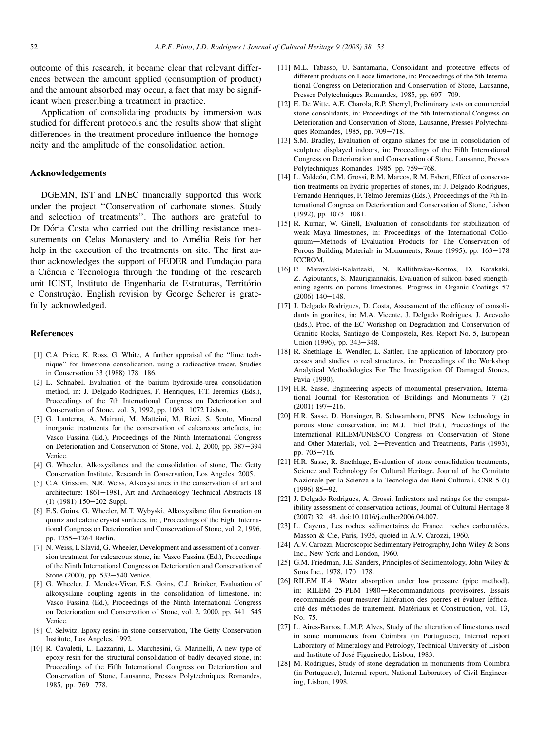outcome of this research, it became clear that relevant differences between the amount applied (consumption of product) and the amount absorbed may occur, a fact that may be significant when prescribing a treatment in practice.

Application of consolidating products by immersion was studied for different protocols and the results show that slight differences in the treatment procedure influence the homogeneity and the amplitude of the consolidation action.

## Acknowledgements

DGEMN, IST and LNEC financially supported this work under the project ''Conservation of carbonate stones. Study and selection of treatments''. The authors are grateful to Dr Dória Costa who carried out the drilling resistance measurements on Celas Monastery and to Amélia Reis for her help in the execution of the treatments on site. The first author acknowledges the support of FEDER and Fundação para a Ciência e Tecnologia through the funding of the research unit ICIST, Instituto de Engenharia de Estruturas, Território e Construção. English revision by George Scherer is gratefully acknowledged.

## References

[1] C.A. Price, K. Ross, G. White, A further appraisal of the ''lime technique'' for limestone consolidation, using a radioactive tracer, Studies in Conservation 33 (1988) 178–186.

[2] L. Schnabel, Evaluation of the barium hydroxide-urea consolidation method, in: J. Delgado Rodrigues, F. Henriques, F.T. Jeremias (Eds.), Proceedings of the 7th International Congress on Deterioration and Conservation of Stone, vol. 3, 1992, pp. 1063–1072 Lisbon.

[3] G. Lanterna, A. Mairani, M. Matteini, M. Rizzi, S. Scuto, Mineral inorganic treatments for the conservation of calcareous artefacts, in: Vasco Fassina (Ed.), Proceedings of the Ninth International Congress on Deterioration and Conservation of Stone, vol. 2, 2000, pp. 387–394 Venice.

[4] G. Wheeler, Alkoxysilanes and the consolidation of stone, The Getty Conservation Institute, Research in Conservation, Los Angeles, 2005.

[5] C.A. Grissom, N.R. Weiss, Alkoxysilanes in the conservation of art and architecture: 1861–1981, Art and Archaeology Technical Abstracts 18 (1) (1981) 150–202 Suppl.

[6] E.S. Goins, G. Wheeler, M.T. Wybyski, Alkoxysilane film formation on quartz and calcite crystal surfaces, in: , Proceedings of the Eight International Congress on Deterioration and Conservation of Stone, vol. 2, 1996, pp. 1255–1264 Berlin.

[7] N. Weiss, I. Slavid, G. Wheeler, Development and assessment of a conversion treatment for calcareous stone, in: Vasco Fassina (Ed.), Proceedings of the Ninth International Congress on Deterioration and Conservation of Stone (2000), pp. 533–540 Venice.

[8] G. Wheeler, J. Mendes-Vivar, E.S. Goins, C.J. Brinker, Evaluation of alkoxysilane coupling agents in the consolidation of limestone, in: Vasco Fassina (Ed.), Proceedings of the Ninth International Congress on Deterioration and Conservation of Stone, vol. 2, 2000, pp. 541–545 Venice.

[9] C. Selwitz, Epoxy resins in stone conservation, The Getty Conservation Institute, Los Angeles, 1992.

[10] R. Cavaletti, L. Lazzarini, L. Marchesini, G. Marinelli, A new type of epoxy resin for the structural consolidation of badly decayed stone, in: Proceedings of the Fifth International Congress on Deterioration and Conservation of Stone, Lausanne, Presses Polytechniques Romandes, 1985, pp. 769–778.

[11] M.L. Tabasso, U. Santamaria, Consolidant and protective effects of different products on Lecce limestone, in: Proceedings of the 5th International Congress on Deterioration and Conservation of Stone, Lausanne, Presses Polytechniques Romandes, 1985, pp. 697–709.

[12] E. De Witte, A.E. Charola, R.P. Sherryl, Preliminary tests on commercial stone consolidants, in: Proceedings of the 5th International Congress on Deterioration and Conservation of Stone, Lausanne, Presses Polytechniques Romandes, 1985, pp. 709–718.

[13] S.M. Bradley, Evaluation of organo silanes for use in consolidation of sculpture displayed indoors, in: Proceedings of the Fifth International Congress on Deterioration and Conservation of Stone, Lausanne, Presses Polytechniques Romandes, 1985, pp. 759–768.

[14] L. Valdeón, C.M. Grossi, R.M. Marcos, R.M. Esbert, Effect of conservation treatments on hydric properties of stones, in: J. Delgado Rodrigues, Fernando Henriques, F. Telmo Jeremias (Eds.), Proceedings of the 7th International Congress on Deterioration and Conservation of Stone, Lisbon (1992), pp. 1073–1081.

[15] R. Kumar, W. Ginell, Evaluation of consolidants for stabilization of weak Maya limestones, in: Proceedings of the International Colloquium—Methods of Evaluation Products for The Conservation of Porous Building Materials in Monuments, Rome (1995), pp. 163–178 ICCROM.

[16] P. Maravelaki-Kalaitzaki, N. Kallithrakas-Kontos, D. Korakaki, Z. Agioutantis, S. Maurigiannakis, Evaluation of silicon-based strengthening agents on porous limestones, Progress in Organic Coatings 57 (2006) 140–148.

[17] J. Delgado Rodrigues, D. Costa, Assessment of the efficacy of consolidants in granites, in: M.A. Vicente, J. Delgado Rodrigues, J. Acevedo (Eds.), Proc. of the EC Workshop on Degradation and Conservation of Granitic Rocks, Santiago de Compostela, Res. Report No. 5, European Union (1996), pp. 343–348.

[18] R. Snethlage, E. Wendler, L. Sattler, The application of laboratory processes and studies to real structures, in: Proceedings of the Workshop Analytical Methodologies For The Investigation Of Damaged Stones, Pavia (1990).

[19] H.R. Sasse, Engineering aspects of monumental preservation, International Journal for Restoration of Buildings and Monuments 7 (2) (2001) 197–216.

[20] H.R. Sasse, D. Honsinger, B. Schwamborn, PINS—New technology in porous stone conservation, in: M.J. Thiel (Ed.), Proceedings of the International RILEM/UNESCO Congress on Conservation of Stone and Other Materials, vol. 2—Prevention and Treatments, Paris (1993), pp. 705–716.

[21] H.R. Sasse, R. Snethlage, Evaluation of stone consolidation treatments, Science and Technology for Cultural Heritage, Journal of the Comitato Nazionale per la Scienza e la Tecnologia dei Beni Culturali, CNR 5 (I) (1996) 85–92.

[22] J. Delgado Rodrigues, A. Grossi, Indicators and ratings for the compatibility assessment of conservation actions, Journal of Cultural Heritage 8 (2007) 32–43. doi:10.1016/j.culher2006.04.007.

[23] L. Cayeux, Les roches sédimentaires de France—roches carbonatées, Masson & Cie, Paris, 1935, quoted in A.V. Carozzi, 1960.

[24] A.V. Carozzi, Microscopic Sedimentary Petrography, John Wiley & Sons Inc., New York and London, 1960.

[25] G.M. Friedman, J.E. Sanders, Principles of Sedimentology, John Wiley & Sons Inc., 1978, 170–178.

[26] RILEM II.4—Water absorption under low pressure (pipe method), in: RILEM 25-PEM 1980—Recommandations provisoires. Essais recommandés pour mesurer ĺaltération des pierres et évaluer ĺéfficacité des méthodes de traitement. Matériaux et Construction, vol. 13, No. 75.

[27] L. Aires-Barros, L.M.P. Alves, Study of the alteration of limestones used in some monuments from Coimbra (in Portuguese), Internal report Laboratory of Mineralogy and Petrology, Technical University of Lisbon and Institute of José Figueiredo, Lisbon, 1983.

[28] M. Rodrigues, Study of stone degradation in monuments from Coimbra (in Portuguese), Internal report, National Laboratory of Civil Engineering, Lisbon, 1998.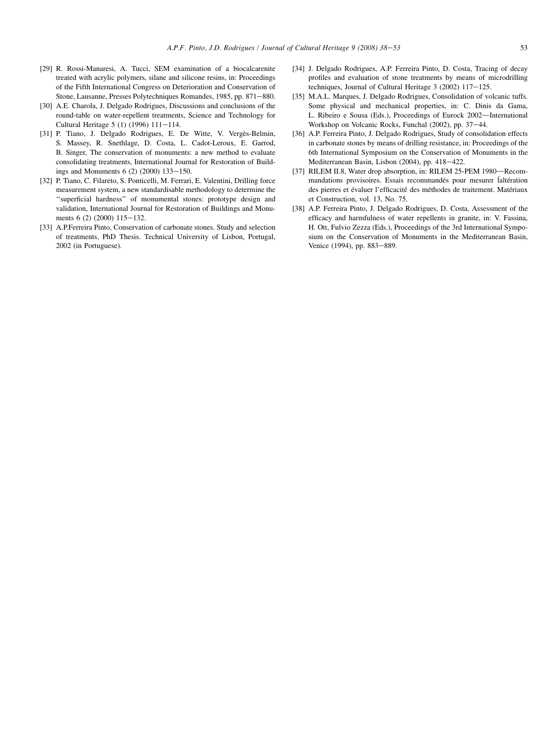[29] R. Rossi-Manaresi, A. Tucci, SEM examination of a biocalcarenite treated with acrylic polymers, silane and silicone resins, in: Proceedings of the Fifth International Congress on Deterioration and Conservation of Stone, Lausanne, Presses Polytechniques Romandes, 1985, pp. 871—880.

[30] A.E. Charola, J. Delgado Rodrigues, Discussions and conclusions of the round-table on water-repellent treatments, Science and Technology for Cultural Heritage 5 (1) (1996) 111—114.

[31] P. Tiano, J. Delgado Rodrigues, E. De Witte, V. Vergès-Belmin, S. Massey, R. Snethlage, D. Costa, L. Cadot-Leroux, E. Garrod, B. Singer, The conservation of monuments: a new method to evaluate consolidating treatments, International Journal for Restoration of Buildings and Monuments 6 (2) (2000) 133—150.

[32] P. Tiano, C. Filareto, S. Ponticelli, M. Ferrari, E. Valentini, Drilling force measurement system, a new standardisable methodology to determine the ''superficial hardness'' of monumental stones: prototype design and validation, International Journal for Restoration of Buildings and Monuments 6 (2) (2000) 115—132.

[33] A.P.Ferreira Pinto, Conservation of carbonate stones. Study and selection of treatments, PhD Thesis. Technical University of Lisbon, Portugal, 2002 (in Portuguese).

[34] J. Delgado Rodrigues, A.P. Ferreira Pinto, D. Costa, Tracing of decay profiles and evaluation of stone treatments by means of microdrilling techniques, Journal of Cultural Heritage 3 (2002) 117—125.

[35] M.A.L. Marques, J. Delgado Rodrigues, Consolidation of volcanic tuffs. Some physical and mechanical properties, in: C. Dinis da Gama, L. Ribeiro e Sousa (Eds.), Proceedings of Eurock 2002—International Workshop on Volcanic Rocks, Funchal (2002), pp. 37—44.

[36] A.P. Ferreira Pinto, J. Delgado Rodrigues, Study of consolidation effects in carbonate stones by means of drilling resistance, in: Proceedings of the 6th International Symposium on the Conservation of Monuments in the Mediterranean Basin, Lisbon (2004), pp. 418—422.

[37] RILEM II.8, Water drop absorption, in: RILEM 25-PEM 1980—Recommandations provisoires. Essais recommandés pour mesurer ĺaltération des pierres et évaluer l'efficacité des méthodes de traitement. Matériaux et Construction, vol. 13, No. 75.

[38] A.P. Ferreira Pinto, J. Delgado Rodrigues, D. Costa, Assessment of the efficacy and harmfulness of water repellents in granite, in: V. Fassina, H. Ott, Fulvio Zezza (Eds.), Proceedings of the 3rd International Symposium on the Conservation of Monuments in the Mediterranean Basin, Venice (1994), pp. 883—889.